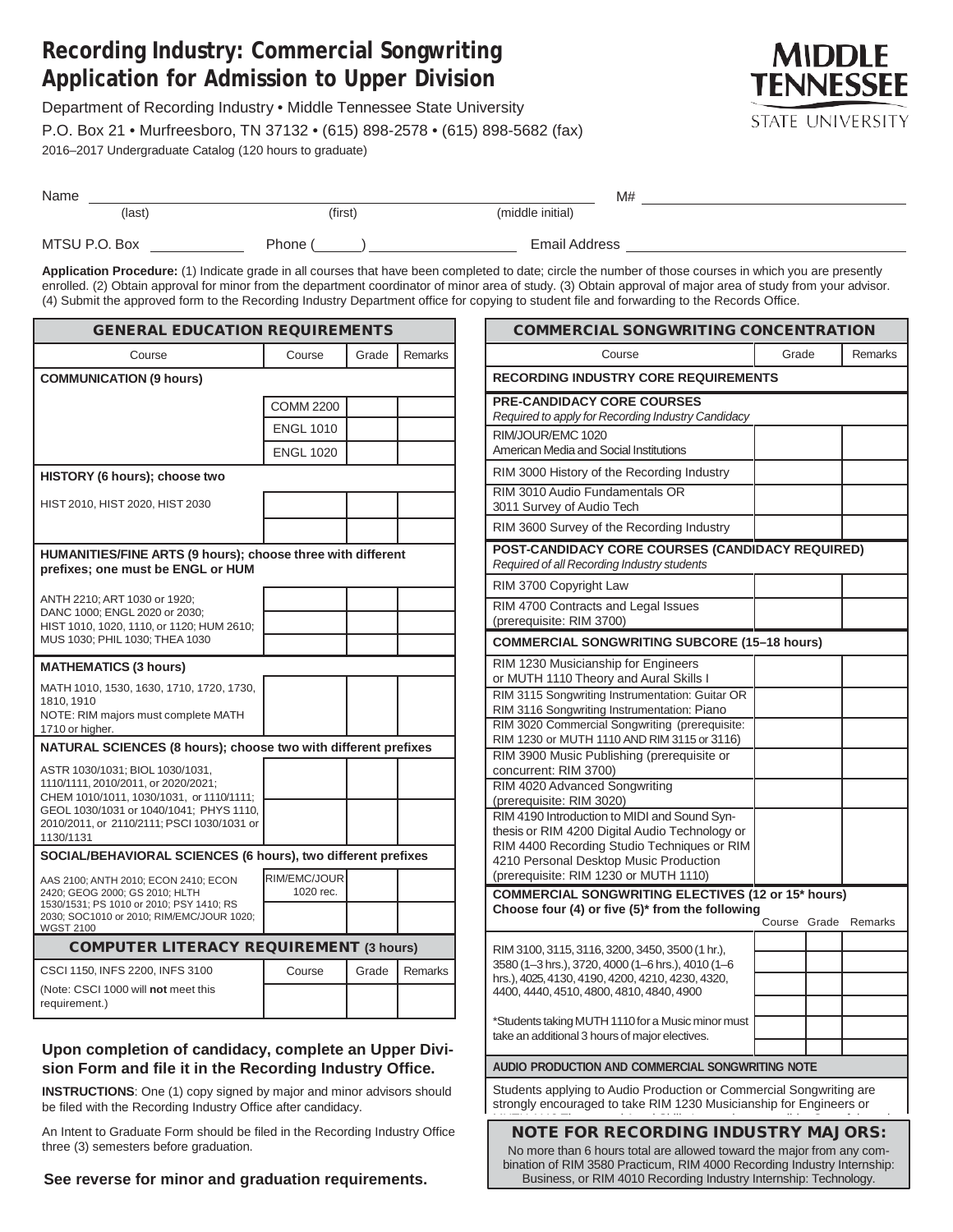# Recording Industry: Commercial Songwriting Application for Admission to Upper Division

Department of Recording Industry • Middle Tennessee State University

P.O. Box 21 • Murfreesboro, TN 37132 • (615) 898-2578 • (615) 898-5682 (fax)

2016–2017 Undergraduate Catalog (120 hours to graduate)

MIDDLE TENNESSEE STATE UNIVERSITY

Name ____________________ (last) ____________________ (first) ____________________ (middle initial) M# ____________________

MTSU P.O. Box __________ Phone (____) __________ Email Address ____________________

**Application Procedure:** (1) Indicate grade in all courses that have been completed to date; circle the number of those courses in which you are presently enrolled. (2) Obtain approval for minor from the department coordinator of minor area of study. (3) Obtain approval of major area of study from your advisor. (4) Submit the approved form to the Recording Industry Department office for copying to student file and forwarding to the Records Office.

## GENERAL EDUCATION REQUIREMENTS

| Course | Course | Grade | Remarks |
|---|---|---|---|
| **COMMUNICATION (9 hours)** | | | |
| | COMM 2200 | | |
| | ENGL 1010 | | |
| | ENGL 1020 | | |
| **HISTORY (6 hours); choose two** | | | |
| HIST 2010, HIST 2020, HIST 2030 | | | |
| | | | |
| **HUMANITIES/FINE ARTS (9 hours); choose three with different prefixes; one must be ENGL or HUM** | | | |
| ANTH 2210; ART 1030 or 1920; DANC 1000; ENGL 2020 or 2030; HIST 1010, 1020, 1110, or 1120; HUM 2610; MUS 1030; PHIL 1030; THEA 1030 | | | |
| | | | |
| | | | |
| **MATHEMATICS (3 hours)** | | | |
| MATH 1010, 1530, 1630, 1710, 1720, 1730, 1810, 1910 NOTE: RIM majors must complete MATH 1710 or higher. | | | |
| **NATURAL SCIENCES (8 hours); choose two with different prefixes** | | | |
| ASTR 1030/1031; BIOL 1030/1031, 1110/1111, 2010/2011, or 2020/2021; CHEM 1010/1011, 1030/1031, or 1110/1111; GEOL 1030/1031 or 1040/1041; PHYS 1110, 2010/2011, or 2110/2111; PSCI 1030/1031 or 1130/1131 | | | |
| | | | |
| **SOCIAL/BEHAVIORAL SCIENCES (6 hours), two different prefixes** | | | |
| AAS 2100; ANTH 2010; ECON 2410; ECON 2420; GEOG 2000; GS 2010; HLTH 1530/1531; PS 1010 or 2010; PSY 1410; RS 2030; SOC1010 or 2010; RIM/EMC/JOUR 1020; WGST 2100 | RIM/EMC/JOUR 1020 rec. | | |
| | | | |

## COMPUTER LITERACY REQUIREMENT (3 hours)

| | Course | Grade | Remarks |
|---|---|---|---|
| CSCI 1150, INFS 2200, INFS 3100 (Note: CSCI 1000 will **not** meet this requirement.) | | | |

## COMMERCIAL SONGWRITING CONCENTRATION

| Course | Grade | Remarks |
|---|---|---|
| **RECORDING INDUSTRY CORE REQUIREMENTS** | | |
| **PRE-CANDIDACY CORE COURSES** *Required to apply for Recording Industry Candidacy* | | |
| RIM/JOUR/EMC 1020 American Media and Social Institutions | | |
| RIM 3000 History of the Recording Industry | | |
| RIM 3010 Audio Fundamentals OR 3011 Survey of Audio Tech | | |
| RIM 3600 Survey of the Recording Industry | | |
| **POST-CANDIDACY CORE COURSES (CANDIDACY REQUIRED)** *Required of all Recording Industry students* | | |
| RIM 3700 Copyright Law | | |
| RIM 4700 Contracts and Legal Issues (prerequisite: RIM 3700) | | |
| **COMMERCIAL SONGWRITING SUBCORE (15–18 hours)** | | |
| RIM 1230 Musicianship for Engineers or MUTH 1110 Theory and Aural Skills I | | |
| RIM 3115 Songwriting Instrumentation: Guitar OR RIM 3116 Songwriting Instrumentation: Piano | | |
| RIM 3020 Commercial Songwriting (prerequisite: RIM 1230 or MUTH 1110 AND RIM 3115 or 3116) | | |
| RIM 3900 Music Publishing (prerequisite or concurrent: RIM 3700) | | |
| RIM 4020 Advanced Songwriting (prerequisite: RIM 3020) | | |
| RIM 4190 Introduction to MIDI and Sound Synthesis or RIM 4200 Digital Audio Technology or RIM 4400 Recording Studio Techniques or RIM 4210 Personal Desktop Music Production (prerequisite: RIM 1230 or MUTH 1110) | | |

**COMMERCIAL SONGWRITING ELECTIVES (12 or 15* hours)**
**Choose four (4) or five (5)* from the following**

| | Course | Grade | Remarks |
|---|---|---|---|
| RIM 3100, 3115, 3116, 3200, 3450, 3500 (1 hr.), 3580 (1–3 hrs.), 3720, 4000 (1–6 hrs.), 4010 (1–6 hrs.), 4025, 4130, 4190, 4200, 4210, 4230, 4320, 4400, 4440, 4510, 4800, 4810, 4840, 4900 | | | |
| | | | |
| | | | |
| *Students taking MUTH 1110 for a Music minor must take an additional 3 hours of major electives. | | | |
| | | | |

**AUDIO PRODUCTION AND COMMERCIAL SONGWRITING NOTE**

Students applying to Audio Production or Commercial Songwriting are strongly encouraged to take RIM 1230 Musicianship for Engineers or

**NOTE FOR RECORDING INDUSTRY MAJORS:**

No more than 6 hours total are allowed toward the major from any combination of RIM 3580 Practicum, RIM 4000 Recording Industry Internship: Business, or RIM 4010 Recording Industry Internship: Technology.

**Upon completion of candidacy, complete an Upper Division Form and file it in the Recording Industry Office.**

**INSTRUCTIONS**: One (1) copy signed by major and minor advisors should be filed with the Recording Industry Office after candidacy.

An Intent to Graduate Form should be filed in the Recording Industry Office three (3) semesters before graduation.

**See reverse for minor and graduation requirements.**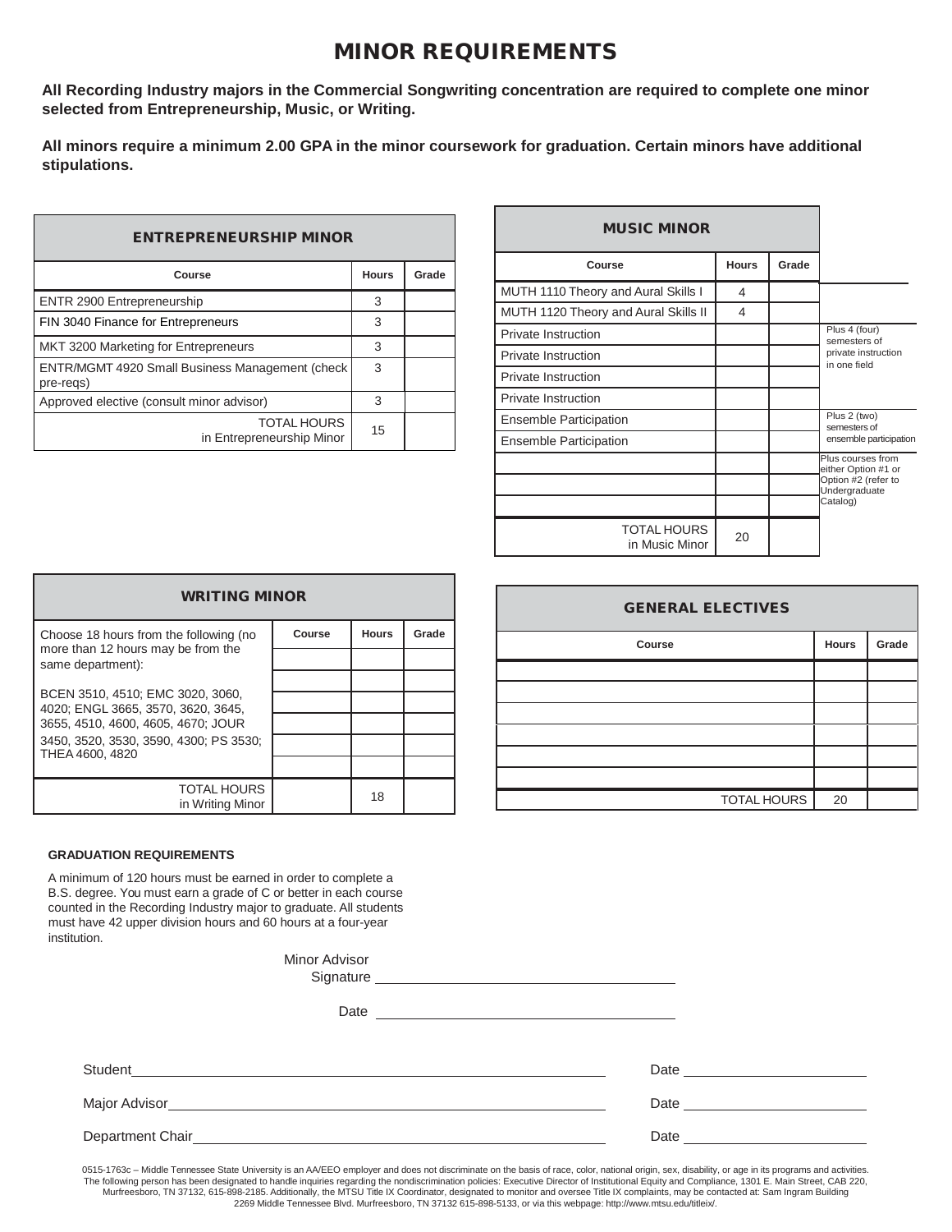# MINOR REQUIREMENTS

**All Recording Industry majors in the Commercial Songwriting concentration are required to complete one minor selected from Entrepreneurship, Music, or Writing.**

**All minors require a minimum 2.00 GPA in the minor coursework for graduation. Certain minors have additional stipulations.**

## ENTREPRENEURSHIP MINOR

| Course | Hours | Grade |
|---|---|---|
| ENTR 2900 Entrepreneurship | 3 | |
| FIN 3040 Finance for Entrepreneurs | 3 | |
| MKT 3200 Marketing for Entrepreneurs | 3 | |
| ENTR/MGMT 4920 Small Business Management (check pre-reqs) | 3 | |
| Approved elective (consult minor advisor) | 3 | |
| TOTAL HOURS in Entrepreneurship Minor | 15 | |

## MUSIC MINOR

| Course | Hours | Grade | |
|---|---|---|---|
| MUTH 1110 Theory and Aural Skills I | 4 | | |
| MUTH 1120 Theory and Aural Skills II | 4 | | |
| Private Instruction | | | Plus 4 (four) semesters of private instruction in one field |
| Private Instruction | | | |
| Private Instruction | | | |
| Private Instruction | | | |
| Ensemble Participation | | | Plus 2 (two) semesters of ensemble participation |
| Ensemble Participation | | | |
| | | | Plus courses from either Option #1 or Option #2 (refer to Undergraduate Catalog) |
| | | | |
| | | | |
| TOTAL HOURS in Music Minor | 20 | | |

## WRITING MINOR

Choose 18 hours from the following (no more than 12 hours may be from the same department):

BCEN 3510, 4510; EMC 3020, 3060, 4020; ENGL 3665, 3570, 3620, 3645, 3655, 4510, 4600, 4605, 4670; JOUR 3450, 3520, 3530, 3590, 4300; PS 3530; THEA 4600, 4820

| Course | Hours | Grade |
|---|---|---|
| | | |
| | | |
| | | |
| | | |
| | | |
| | | |
| TOTAL HOURS in Writing Minor | 18 | |

## GENERAL ELECTIVES

| Course | Hours | Grade |
|---|---|---|
| | | |
| | | |
| | | |
| | | |
| | | |
| | | |
| TOTAL HOURS | 20 | |

**GRADUATION REQUIREMENTS**

A minimum of 120 hours must be earned in order to complete a B.S. degree. You must earn a grade of C or better in each course counted in the Recording Industry major to graduate. All students must have 42 upper division hours and 60 hours at a four-year institution.

Minor Advisor Signature ______________________

Date ______________________

Student ______________________ Date ______________________

Major Advisor ______________________ Date ______________________

Department Chair ______________________ Date ______________________

0515-1763c – Middle Tennessee State University is an AA/EEO employer and does not discriminate on the basis of race, color, national origin, sex, disability, or age in its programs and activities. The following person has been designated to handle inquiries regarding the nondiscrimination policies: Executive Director of Institutional Equity and Compliance, 1301 E. Main Street, CAB 220, Murfreesboro, TN 37132, 615-898-2185. Additionally, the MTSU Title IX Coordinator, designated to monitor and oversee Title IX complaints, may be contacted at: Sam Ingram Building 2269 Middle Tennessee Blvd. Murfreesboro, TN 37132 615-898-5133, or via this webpage: http://www.mtsu.edu/titleix/.